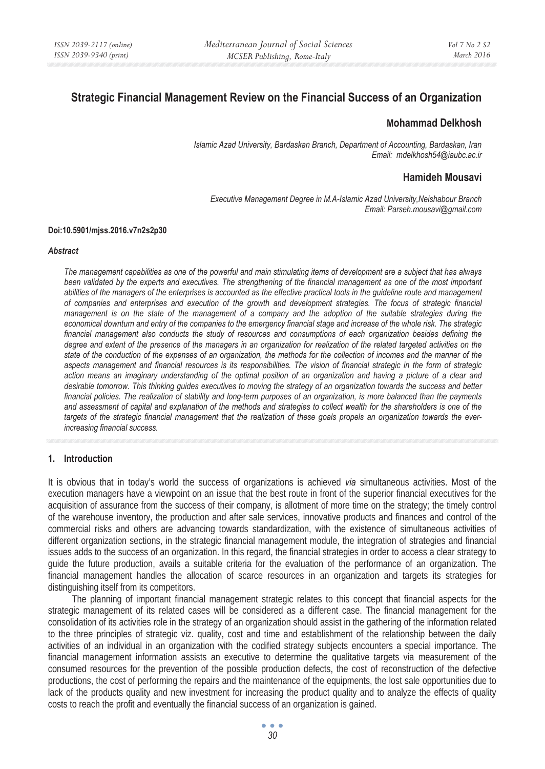# Strategic Financial Management Review on the Financial Success of an Organization

**Mohammad Delkhosh**

*Islamic Azad University, Bardaskan Branch, Department of Accounting, Bardaskan, Iran*
*Email: mdelkhosh54@iaubc.ac.ir*

**Hamideh Mousavi**

*Executive Management Degree in M.A-Islamic Azad University,Neishabour Branch*
*Email: Parseh.mousavi@gmail.com*

**Doi:10.5901/mjss.2016.v7n2s2p30**

***Abstract***

*The management capabilities as one of the powerful and main stimulating items of development are a subject that has always been validated by the experts and executives. The strengthening of the financial management as one of the most important abilities of the managers of the enterprises is accounted as the effective practical tools in the guideline route and management of companies and enterprises and execution of the growth and development strategies. The focus of strategic financial management is on the state of the management of a company and the adoption of the suitable strategies during the economical downturn and entry of the companies to the emergency financial stage and increase of the whole risk. The strategic financial management also conducts the study of resources and consumptions of each organization besides defining the degree and extent of the presence of the managers in an organization for realization of the related targeted activities on the state of the conduction of the expenses of an organization, the methods for the collection of incomes and the manner of the aspects management and financial resources is its responsibilities. The vision of financial strategic in the form of strategic action means an imaginary understanding of the optimal position of an organization and having a picture of a clear and desirable tomorrow. This thinking guides executives to moving the strategy of an organization towards the success and better financial policies. The realization of stability and long-term purposes of an organization, is more balanced than the payments and assessment of capital and explanation of the methods and strategies to collect wealth for the shareholders is one of the targets of the strategic financial management that the realization of these goals propels an organization towards the ever-increasing financial success.*

## 1. Introduction

It is obvious that in today's world the success of organizations is achieved *via* simultaneous activities. Most of the execution managers have a viewpoint on an issue that the best route in front of the superior financial executives for the acquisition of assurance from the success of their company, is allotment of more time on the strategy; the timely control of the warehouse inventory, the production and after sale services, innovative products and finances and control of the commercial risks and others are advancing towards standardization, with the existence of simultaneous activities of different organization sections, in the strategic financial management module, the integration of strategies and financial issues adds to the success of an organization. In this regard, the financial strategies in order to access a clear strategy to guide the future production, avails a suitable criteria for the evaluation of the performance of an organization. The financial management handles the allocation of scarce resources in an organization and targets its strategies for distinguishing itself from its competitors.

The planning of important financial management strategic relates to this concept that financial aspects for the strategic management of its related cases will be considered as a different case. The financial management for the consolidation of its activities role in the strategy of an organization should assist in the gathering of the information related to the three principles of strategic viz. quality, cost and time and establishment of the relationship between the daily activities of an individual in an organization with the codified strategy subjects encounters a special importance. The financial management information assists an executive to determine the qualitative targets via measurement of the consumed resources for the prevention of the possible production defects, the cost of reconstruction of the defective productions, the cost of performing the repairs and the maintenance of the equipments, the lost sale opportunities due to lack of the products quality and new investment for increasing the product quality and to analyze the effects of quality costs to reach the profit and eventually the financial success of an organization is gained.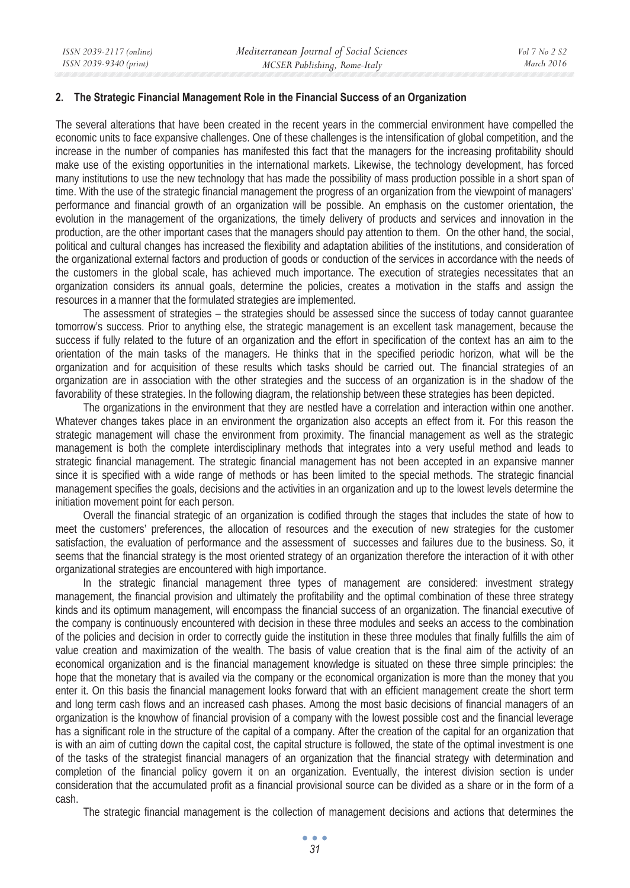## 2. The Strategic Financial Management Role in the Financial Success of an Organization

The several alterations that have been created in the recent years in the commercial environment have compelled the economic units to face expansive challenges. One of these challenges is the intensification of global competition, and the increase in the number of companies has manifested this fact that the managers for the increasing profitability should make use of the existing opportunities in the international markets. Likewise, the technology development, has forced many institutions to use the new technology that has made the possibility of mass production possible in a short span of time. With the use of the strategic financial management the progress of an organization from the viewpoint of managers' performance and financial growth of an organization will be possible. An emphasis on the customer orientation, the evolution in the management of the organizations, the timely delivery of products and services and innovation in the production, are the other important cases that the managers should pay attention to them. On the other hand, the social, political and cultural changes has increased the flexibility and adaptation abilities of the institutions, and consideration of the organizational external factors and production of goods or conduction of the services in accordance with the needs of the customers in the global scale, has achieved much importance. The execution of strategies necessitates that an organization considers its annual goals, determine the policies, creates a motivation in the staffs and assign the resources in a manner that the formulated strategies are implemented.

The assessment of strategies – the strategies should be assessed since the success of today cannot guarantee tomorrow's success. Prior to anything else, the strategic management is an excellent task management, because the success if fully related to the future of an organization and the effort in specification of the context has an aim to the orientation of the main tasks of the managers. He thinks that in the specified periodic horizon, what will be the organization and for acquisition of these results which tasks should be carried out. The financial strategies of an organization are in association with the other strategies and the success of an organization is in the shadow of the favorability of these strategies. In the following diagram, the relationship between these strategies has been depicted.

The organizations in the environment that they are nestled have a correlation and interaction within one another. Whatever changes takes place in an environment the organization also accepts an effect from it. For this reason the strategic management will chase the environment from proximity. The financial management as well as the strategic management is both the complete interdisciplinary methods that integrates into a very useful method and leads to strategic financial management. The strategic financial management has not been accepted in an expansive manner since it is specified with a wide range of methods or has been limited to the special methods. The strategic financial management specifies the goals, decisions and the activities in an organization and up to the lowest levels determine the initiation movement point for each person.

Overall the financial strategic of an organization is codified through the stages that includes the state of how to meet the customers' preferences, the allocation of resources and the execution of new strategies for the customer satisfaction, the evaluation of performance and the assessment of successes and failures due to the business. So, it seems that the financial strategy is the most oriented strategy of an organization therefore the interaction of it with other organizational strategies are encountered with high importance.

In the strategic financial management three types of management are considered: investment strategy management, the financial provision and ultimately the profitability and the optimal combination of these three strategy kinds and its optimum management, will encompass the financial success of an organization. The financial executive of the company is continuously encountered with decision in these three modules and seeks an access to the combination of the policies and decision in order to correctly guide the institution in these three modules that finally fulfills the aim of value creation and maximization of the wealth. The basis of value creation that is the final aim of the activity of an economical organization and is the financial management knowledge is situated on these three simple principles: the hope that the monetary that is availed via the company or the economical organization is more than the money that you enter it. On this basis the financial management looks forward that with an efficient management create the short term and long term cash flows and an increased cash phases. Among the most basic decisions of financial managers of an organization is the knowhow of financial provision of a company with the lowest possible cost and the financial leverage has a significant role in the structure of the capital of a company. After the creation of the capital for an organization that is with an aim of cutting down the capital cost, the capital structure is followed, the state of the optimal investment is one of the tasks of the strategist financial managers of an organization that the financial strategy with determination and completion of the financial policy govern it on an organization. Eventually, the interest division section is under consideration that the accumulated profit as a financial provisional source can be divided as a share or in the form of a cash.

The strategic financial management is the collection of management decisions and actions that determines the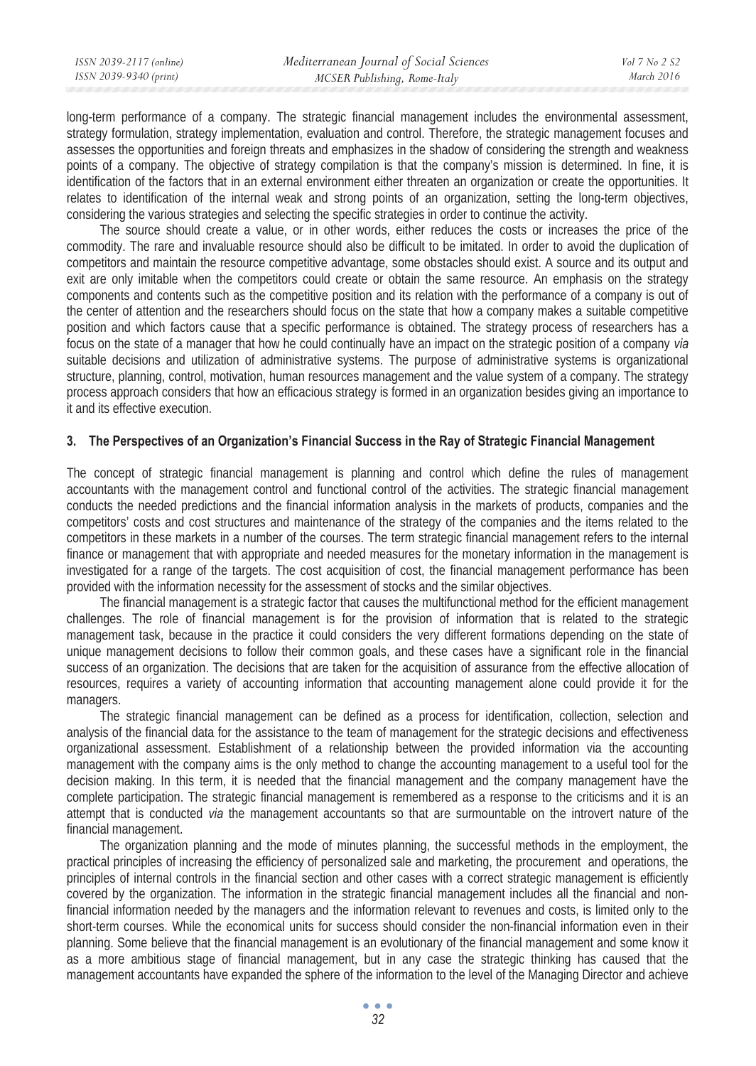long-term performance of a company. The strategic financial management includes the environmental assessment, strategy formulation, strategy implementation, evaluation and control. Therefore, the strategic management focuses and assesses the opportunities and foreign threats and emphasizes in the shadow of considering the strength and weakness points of a company. The objective of strategy compilation is that the company's mission is determined. In fine, it is identification of the factors that in an external environment either threaten an organization or create the opportunities. It relates to identification of the internal weak and strong points of an organization, setting the long-term objectives, considering the various strategies and selecting the specific strategies in order to continue the activity.

The source should create a value, or in other words, either reduces the costs or increases the price of the commodity. The rare and invaluable resource should also be difficult to be imitated. In order to avoid the duplication of competitors and maintain the resource competitive advantage, some obstacles should exist. A source and its output and exit are only imitable when the competitors could create or obtain the same resource. An emphasis on the strategy components and contents such as the competitive position and its relation with the performance of a company is out of the center of attention and the researchers should focus on the state that how a company makes a suitable competitive position and which factors cause that a specific performance is obtained. The strategy process of researchers has a focus on the state of a manager that how he could continually have an impact on the strategic position of a company *via* suitable decisions and utilization of administrative systems. The purpose of administrative systems is organizational structure, planning, control, motivation, human resources management and the value system of a company. The strategy process approach considers that how an efficacious strategy is formed in an organization besides giving an importance to it and its effective execution.

## 3. The Perspectives of an Organization's Financial Success in the Ray of Strategic Financial Management

The concept of strategic financial management is planning and control which define the rules of management accountants with the management control and functional control of the activities. The strategic financial management conducts the needed predictions and the financial information analysis in the markets of products, companies and the competitors' costs and cost structures and maintenance of the strategy of the companies and the items related to the competitors in these markets in a number of the courses. The term strategic financial management refers to the internal finance or management that with appropriate and needed measures for the monetary information in the management is investigated for a range of the targets. The cost acquisition of cost, the financial management performance has been provided with the information necessity for the assessment of stocks and the similar objectives.

The financial management is a strategic factor that causes the multifunctional method for the efficient management challenges. The role of financial management is for the provision of information that is related to the strategic management task, because in the practice it could considers the very different formations depending on the state of unique management decisions to follow their common goals, and these cases have a significant role in the financial success of an organization. The decisions that are taken for the acquisition of assurance from the effective allocation of resources, requires a variety of accounting information that accounting management alone could provide it for the managers.

The strategic financial management can be defined as a process for identification, collection, selection and analysis of the financial data for the assistance to the team of management for the strategic decisions and effectiveness organizational assessment. Establishment of a relationship between the provided information via the accounting management with the company aims is the only method to change the accounting management to a useful tool for the decision making. In this term, it is needed that the financial management and the company management have the complete participation. The strategic financial management is remembered as a response to the criticisms and it is an attempt that is conducted *via* the management accountants so that are surmountable on the introvert nature of the financial management.

The organization planning and the mode of minutes planning, the successful methods in the employment, the practical principles of increasing the efficiency of personalized sale and marketing, the procurement and operations, the principles of internal controls in the financial section and other cases with a correct strategic management is efficiently covered by the organization. The information in the strategic financial management includes all the financial and non-financial information needed by the managers and the information relevant to revenues and costs, is limited only to the short-term courses. While the economical units for success should consider the non-financial information even in their planning. Some believe that the financial management is an evolutionary of the financial management and some know it as a more ambitious stage of financial management, but in any case the strategic thinking has caused that the management accountants have expanded the sphere of the information to the level of the Managing Director and achieve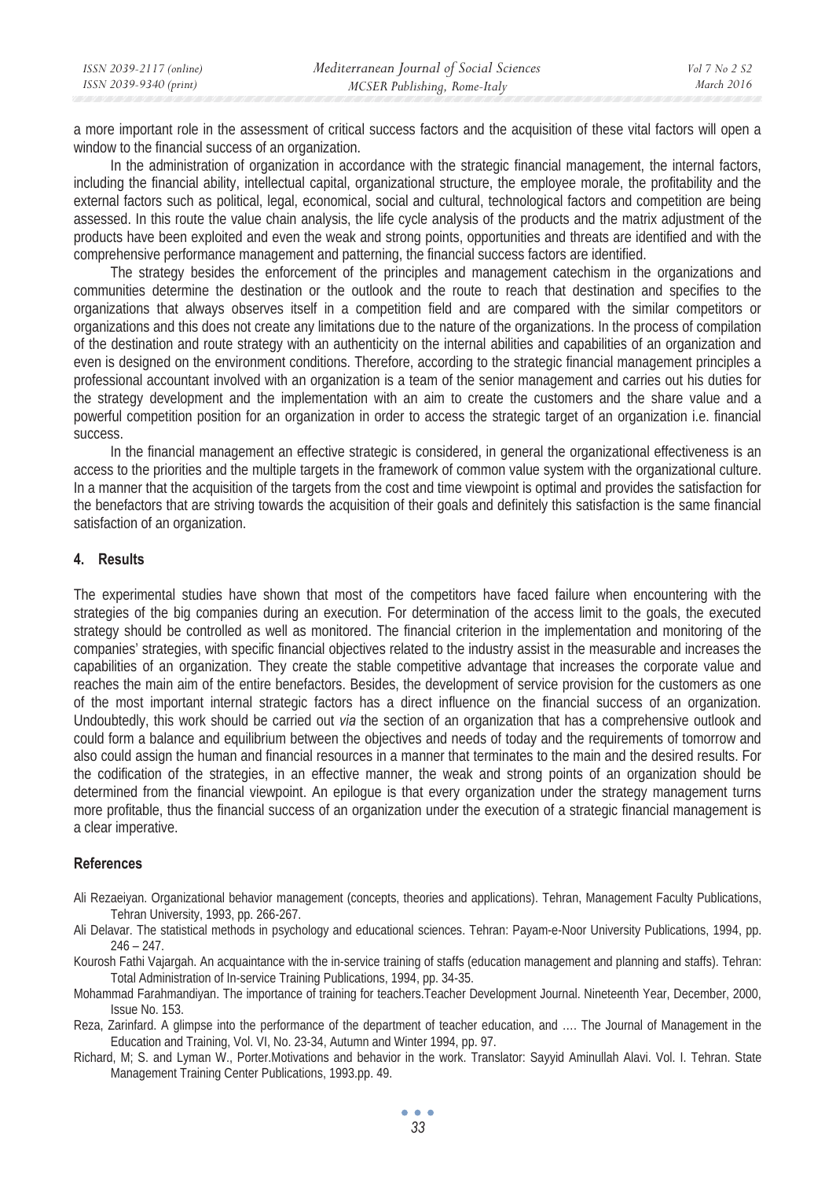a more important role in the assessment of critical success factors and the acquisition of these vital factors will open a window to the financial success of an organization.

In the administration of organization in accordance with the strategic financial management, the internal factors, including the financial ability, intellectual capital, organizational structure, the employee morale, the profitability and the external factors such as political, legal, economical, social and cultural, technological factors and competition are being assessed. In this route the value chain analysis, the life cycle analysis of the products and the matrix adjustment of the products have been exploited and even the weak and strong points, opportunities and threats are identified and with the comprehensive performance management and patterning, the financial success factors are identified.

The strategy besides the enforcement of the principles and management catechism in the organizations and communities determine the destination or the outlook and the route to reach that destination and specifies to the organizations that always observes itself in a competition field and are compared with the similar competitors or organizations and this does not create any limitations due to the nature of the organizations. In the process of compilation of the destination and route strategy with an authenticity on the internal abilities and capabilities of an organization and even is designed on the environment conditions. Therefore, according to the strategic financial management principles a professional accountant involved with an organization is a team of the senior management and carries out his duties for the strategy development and the implementation with an aim to create the customers and the share value and a powerful competition position for an organization in order to access the strategic target of an organization i.e. financial success.

In the financial management an effective strategic is considered, in general the organizational effectiveness is an access to the priorities and the multiple targets in the framework of common value system with the organizational culture. In a manner that the acquisition of the targets from the cost and time viewpoint is optimal and provides the satisfaction for the benefactors that are striving towards the acquisition of their goals and definitely this satisfaction is the same financial satisfaction of an organization.

## 4. Results

The experimental studies have shown that most of the competitors have faced failure when encountering with the strategies of the big companies during an execution. For determination of the access limit to the goals, the executed strategy should be controlled as well as monitored. The financial criterion in the implementation and monitoring of the companies' strategies, with specific financial objectives related to the industry assist in the measurable and increases the capabilities of an organization. They create the stable competitive advantage that increases the corporate value and reaches the main aim of the entire benefactors. Besides, the development of service provision for the customers as one of the most important internal strategic factors has a direct influence on the financial success of an organization. Undoubtedly, this work should be carried out *via* the section of an organization that has a comprehensive outlook and could form a balance and equilibrium between the objectives and needs of today and the requirements of tomorrow and also could assign the human and financial resources in a manner that terminates to the main and the desired results. For the codification of the strategies, in an effective manner, the weak and strong points of an organization should be determined from the financial viewpoint. An epilogue is that every organization under the strategy management turns more profitable, thus the financial success of an organization under the execution of a strategic financial management is a clear imperative.

## References

Ali Rezaeiyan. Organizational behavior management (concepts, theories and applications). Tehran, Management Faculty Publications, Tehran University, 1993, pp. 266-267.

Ali Delavar. The statistical methods in psychology and educational sciences. Tehran: Payam-e-Noor University Publications, 1994, pp. 246 – 247.

Kourosh Fathi Vajargah. An acquaintance with the in-service training of staffs (education management and planning and staffs). Tehran: Total Administration of In-service Training Publications, 1994, pp. 34-35.

Mohammad Farahmandiyan. The importance of training for teachers.Teacher Development Journal. Nineteenth Year, December, 2000, Issue No. 153.

Reza, Zarinfard. A glimpse into the performance of the department of teacher education, and …. The Journal of Management in the Education and Training, Vol. VI, No. 23-34, Autumn and Winter 1994, pp. 97.

Richard, M; S. and Lyman W., Porter.Motivations and behavior in the work. Translator: Sayyid Aminullah Alavi. Vol. I. Tehran. State Management Training Center Publications, 1993.pp. 49.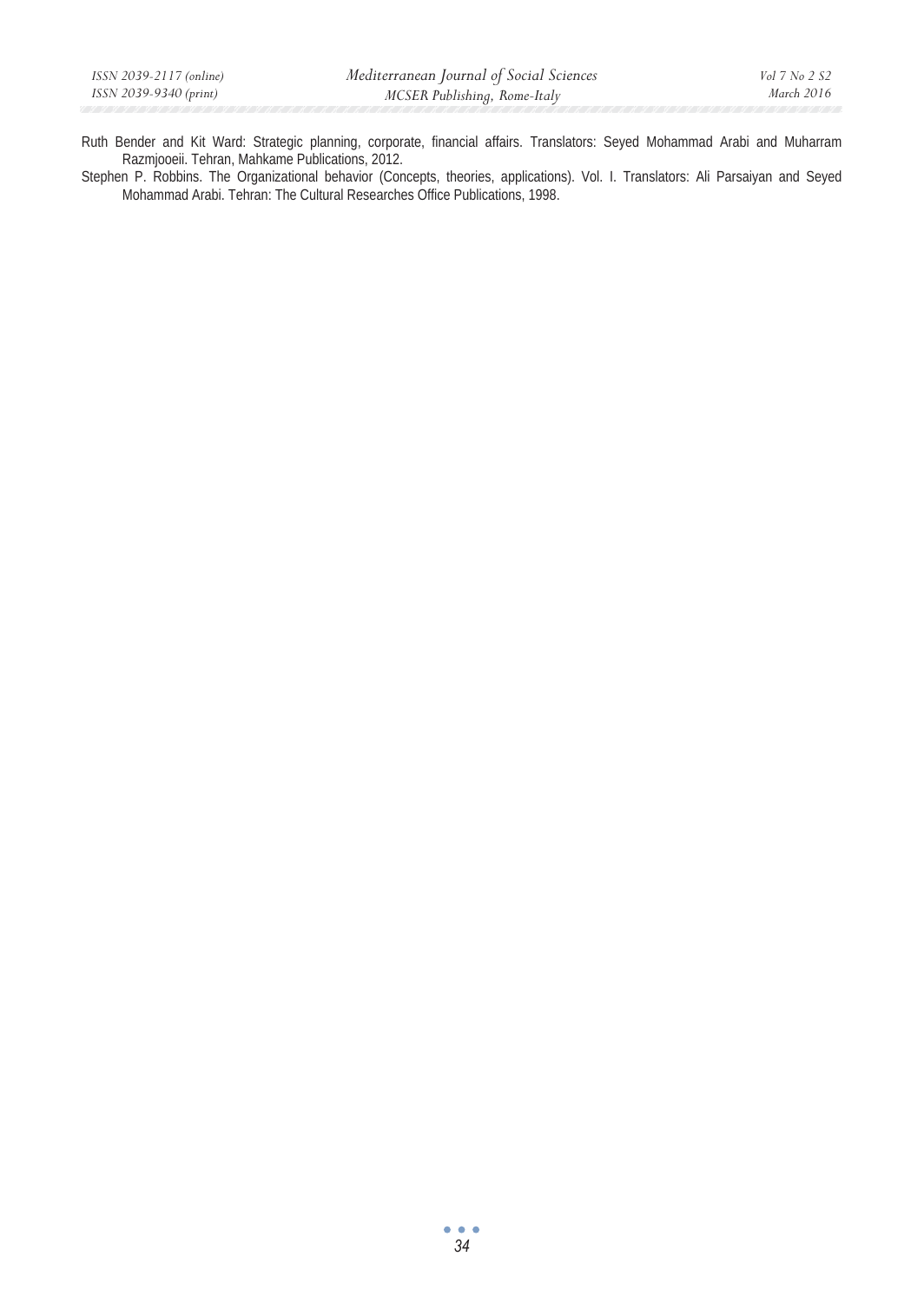Ruth Bender and Kit Ward: Strategic planning, corporate, financial affairs. Translators: Seyed Mohammad Arabi and Muharram Razmjooeii. Tehran, Mahkame Publications, 2012.

Stephen P. Robbins. The Organizational behavior (Concepts, theories, applications). Vol. I. Translators: Ali Parsaiyan and Seyed Mohammad Arabi. Tehran: The Cultural Researches Office Publications, 1998.